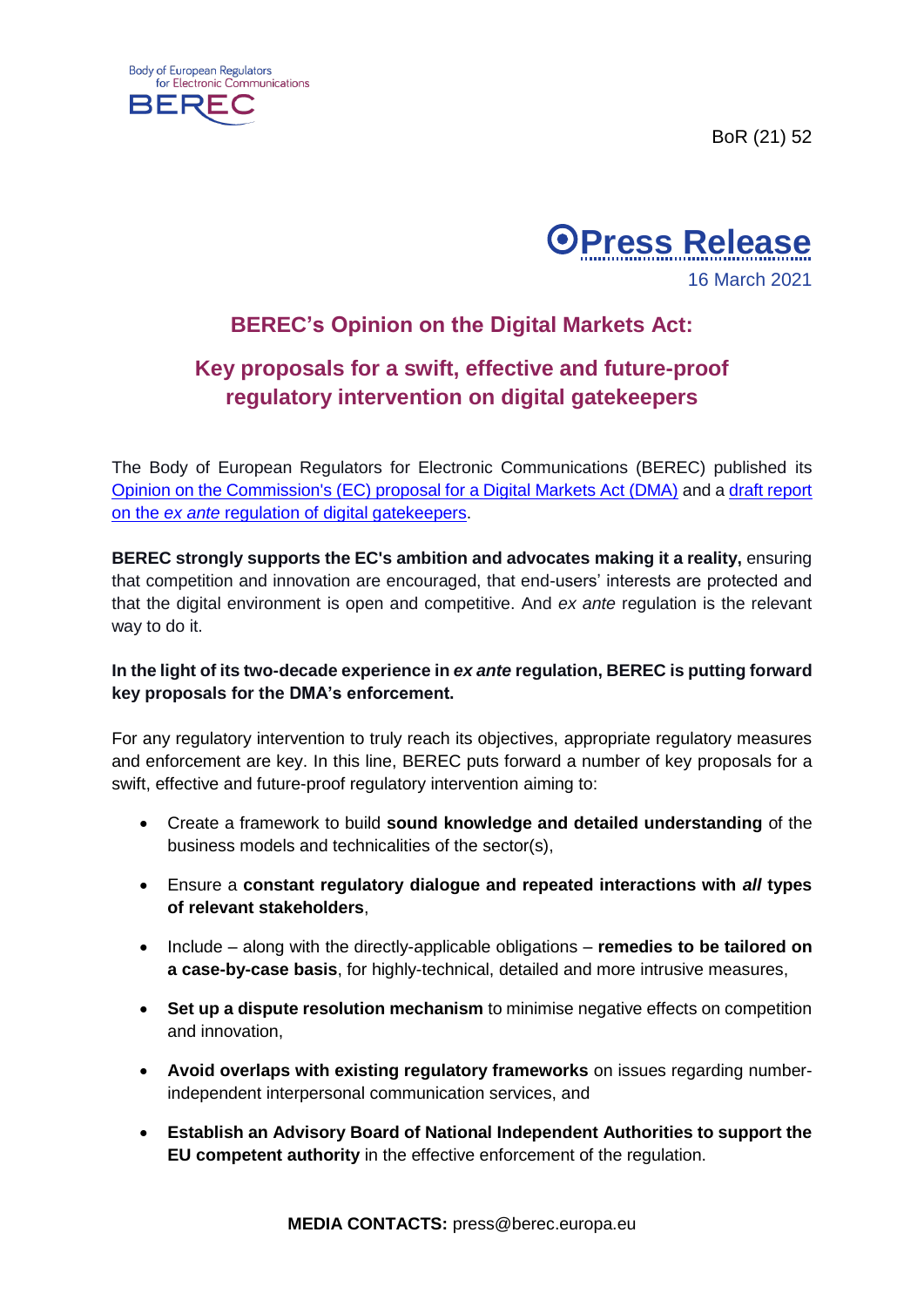Body of European Regulators for Electronic Communications
BEREC

BoR (21) 52

# Press Release

16 March 2021

## BEREC's Opinion on the Digital Markets Act:

## Key proposals for a swift, effective and future-proof regulatory intervention on digital gatekeepers

The Body of European Regulators for Electronic Communications (BEREC) published its Opinion on the Commission's (EC) proposal for a Digital Markets Act (DMA) and a draft report on the *ex ante* regulation of digital gatekeepers.

**BEREC strongly supports the EC's ambition and advocates making it a reality,** ensuring that competition and innovation are encouraged, that end-users' interests are protected and that the digital environment is open and competitive. And *ex ante* regulation is the relevant way to do it.

**In the light of its two-decade experience in *ex ante* regulation, BEREC is putting forward key proposals for the DMA's enforcement.**

For any regulatory intervention to truly reach its objectives, appropriate regulatory measures and enforcement are key. In this line, BEREC puts forward a number of key proposals for a swift, effective and future-proof regulatory intervention aiming to:

- Create a framework to build **sound knowledge and detailed understanding** of the business models and technicalities of the sector(s),
- Ensure a **constant regulatory dialogue and repeated interactions with *all* types of relevant stakeholders**,
- Include – along with the directly-applicable obligations – **remedies to be tailored on a case-by-case basis**, for highly-technical, detailed and more intrusive measures,
- **Set up a dispute resolution mechanism** to minimise negative effects on competition and innovation,
- **Avoid overlaps with existing regulatory frameworks** on issues regarding number-independent interpersonal communication services, and
- **Establish an Advisory Board of National Independent Authorities to support the EU competent authority** in the effective enforcement of the regulation.

**MEDIA CONTACTS:** press@berec.europa.eu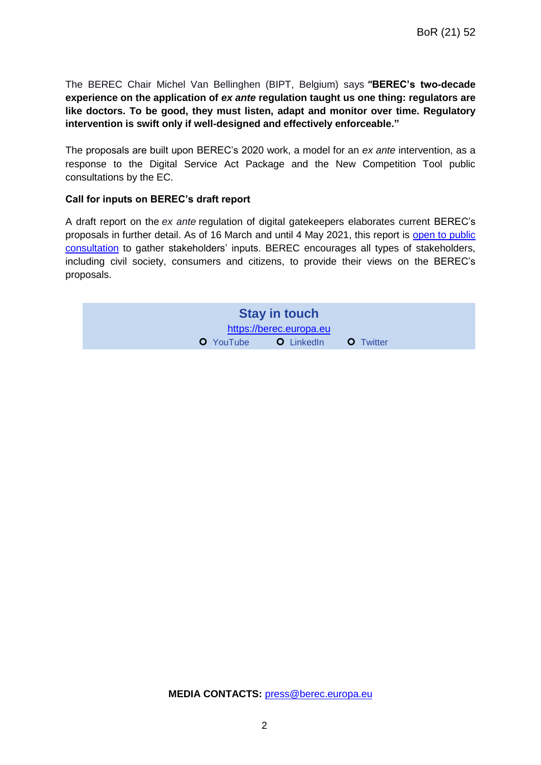The BEREC Chair Michel Van Bellinghen (BIPT, Belgium) says **"BEREC's two-decade experience on the application of *ex ante* regulation taught us one thing: regulators are like doctors. To be good, they must listen, adapt and monitor over time. Regulatory intervention is swift only if well-designed and effectively enforceable."**

The proposals are built upon BEREC's 2020 work, a model for an *ex ante* intervention, as a response to the Digital Service Act Package and the New Competition Tool public consultations by the EC.

**Call for inputs on BEREC's draft report**

A draft report on the *ex ante* regulation of digital gatekeepers elaborates current BEREC's proposals in further detail. As of 16 March and until 4 May 2021, this report is open to public consultation to gather stakeholders' inputs. BEREC encourages all types of stakeholders, including civil society, consumers and citizens, to provide their views on the BEREC's proposals.

**Stay in touch**

https://berec.europa.eu

YouTube LinkedIn Twitter

**MEDIA CONTACTS:** press@berec.europa.eu